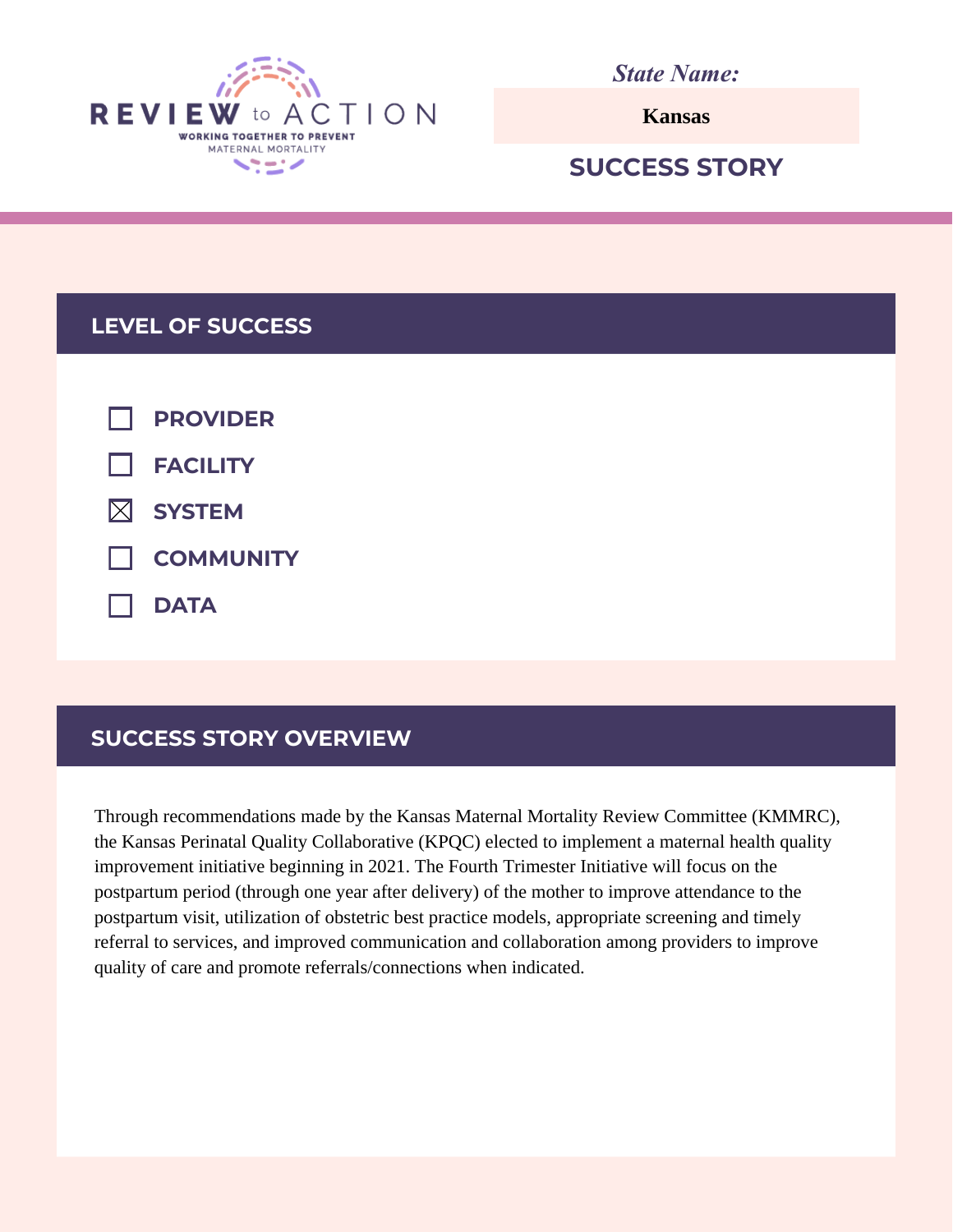REVIEW to ACTION

WORKING TOGETHER TO PREVENT MATERNAL MORTALITY

*State Name:*

**Kansas**

## SUCCESS STORY

## LEVEL OF SUCCESS

- [ ] PROVIDER
- [ ] FACILITY
- [x] SYSTEM
- [ ] COMMUNITY
- [ ] DATA

## SUCCESS STORY OVERVIEW

Through recommendations made by the Kansas Maternal Mortality Review Committee (KMMRC), the Kansas Perinatal Quality Collaborative (KPQC) elected to implement a maternal health quality improvement initiative beginning in 2021. The Fourth Trimester Initiative will focus on the postpartum period (through one year after delivery) of the mother to improve attendance to the postpartum visit, utilization of obstetric best practice models, appropriate screening and timely referral to services, and improved communication and collaboration among providers to improve quality of care and promote referrals/connections when indicated.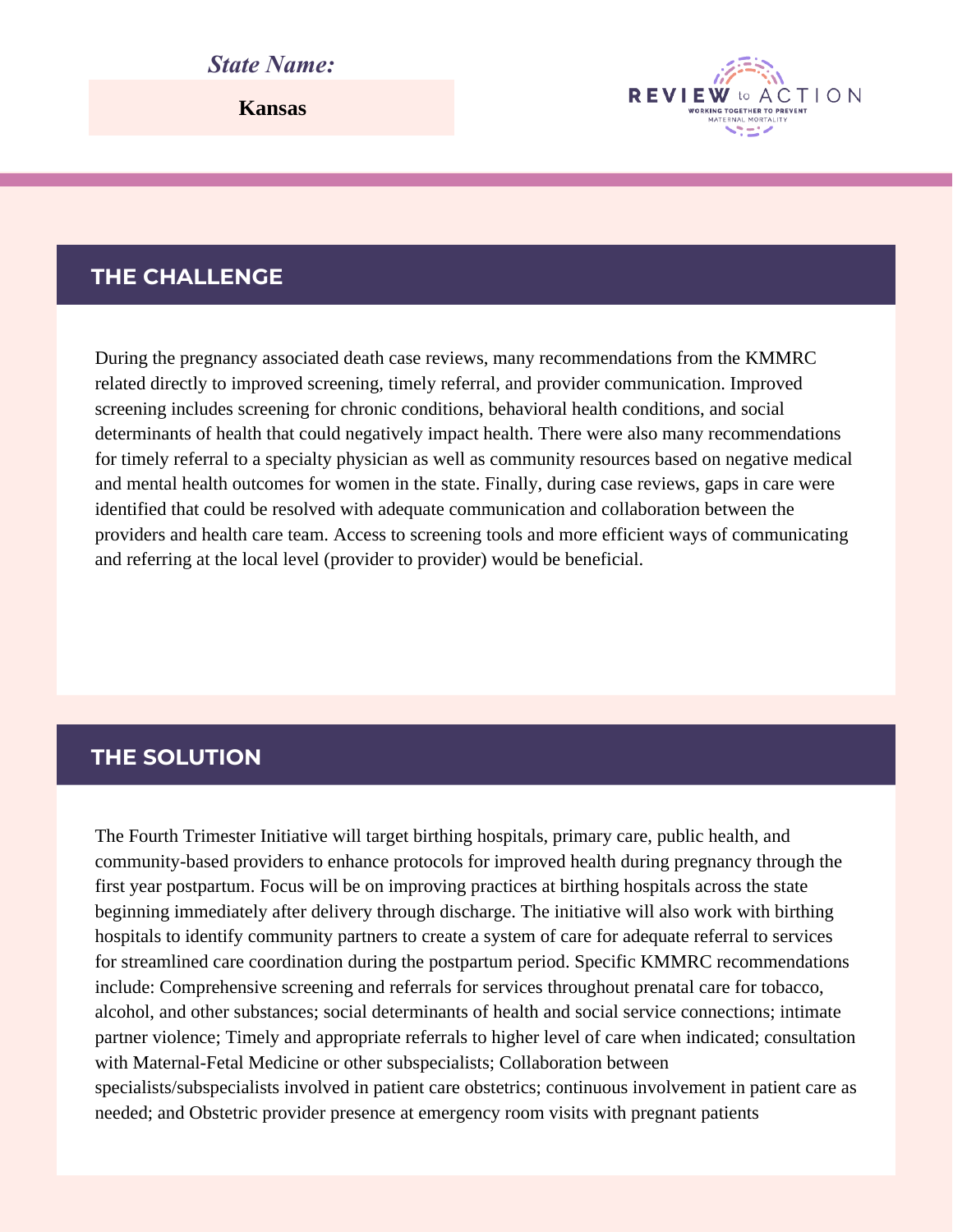*State Name:*

**Kansas**

## THE CHALLENGE

During the pregnancy associated death case reviews, many recommendations from the KMMRC related directly to improved screening, timely referral, and provider communication. Improved screening includes screening for chronic conditions, behavioral health conditions, and social determinants of health that could negatively impact health. There were also many recommendations for timely referral to a specialty physician as well as community resources based on negative medical and mental health outcomes for women in the state. Finally, during case reviews, gaps in care were identified that could be resolved with adequate communication and collaboration between the providers and health care team. Access to screening tools and more efficient ways of communicating and referring at the local level (provider to provider) would be beneficial.

## THE SOLUTION

The Fourth Trimester Initiative will target birthing hospitals, primary care, public health, and community-based providers to enhance protocols for improved health during pregnancy through the first year postpartum. Focus will be on improving practices at birthing hospitals across the state beginning immediately after delivery through discharge. The initiative will also work with birthing hospitals to identify community partners to create a system of care for adequate referral to services for streamlined care coordination during the postpartum period. Specific KMMRC recommendations include: Comprehensive screening and referrals for services throughout prenatal care for tobacco, alcohol, and other substances; social determinants of health and social service connections; intimate partner violence; Timely and appropriate referrals to higher level of care when indicated; consultation with Maternal-Fetal Medicine or other subspecialists; Collaboration between specialists/subspecialists involved in patient care obstetrics; continuous involvement in patient care as needed; and Obstetric provider presence at emergency room visits with pregnant patients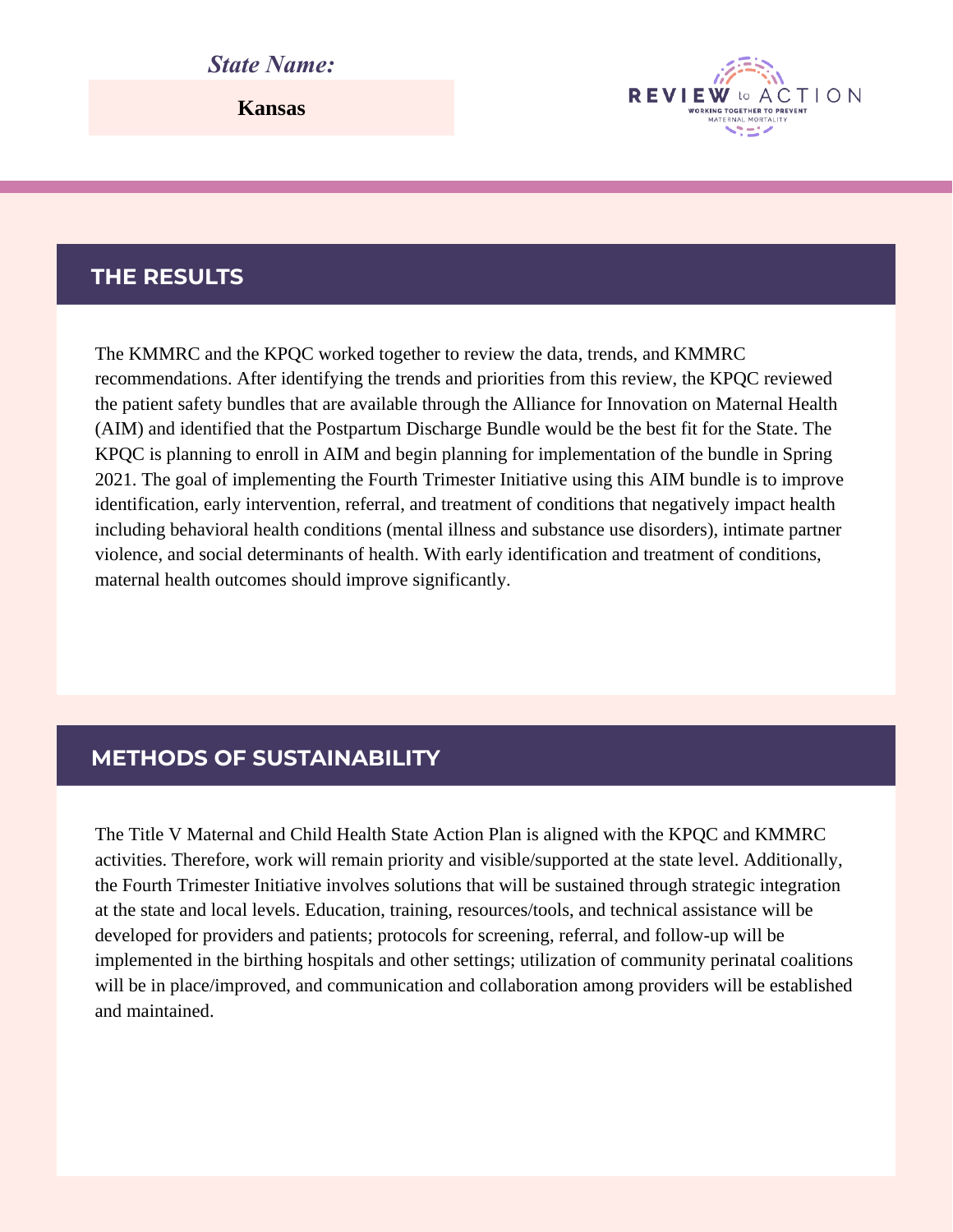*State Name:*

**Kansas**

## THE RESULTS

The KMMRC and the KPQC worked together to review the data, trends, and KMMRC recommendations. After identifying the trends and priorities from this review, the KPQC reviewed the patient safety bundles that are available through the Alliance for Innovation on Maternal Health (AIM) and identified that the Postpartum Discharge Bundle would be the best fit for the State. The KPQC is planning to enroll in AIM and begin planning for implementation of the bundle in Spring 2021. The goal of implementing the Fourth Trimester Initiative using this AIM bundle is to improve identification, early intervention, referral, and treatment of conditions that negatively impact health including behavioral health conditions (mental illness and substance use disorders), intimate partner violence, and social determinants of health. With early identification and treatment of conditions, maternal health outcomes should improve significantly.

## METHODS OF SUSTAINABILITY

The Title V Maternal and Child Health State Action Plan is aligned with the KPQC and KMMRC activities. Therefore, work will remain priority and visible/supported at the state level. Additionally, the Fourth Trimester Initiative involves solutions that will be sustained through strategic integration at the state and local levels. Education, training, resources/tools, and technical assistance will be developed for providers and patients; protocols for screening, referral, and follow-up will be implemented in the birthing hospitals and other settings; utilization of community perinatal coalitions will be in place/improved, and communication and collaboration among providers will be established and maintained.